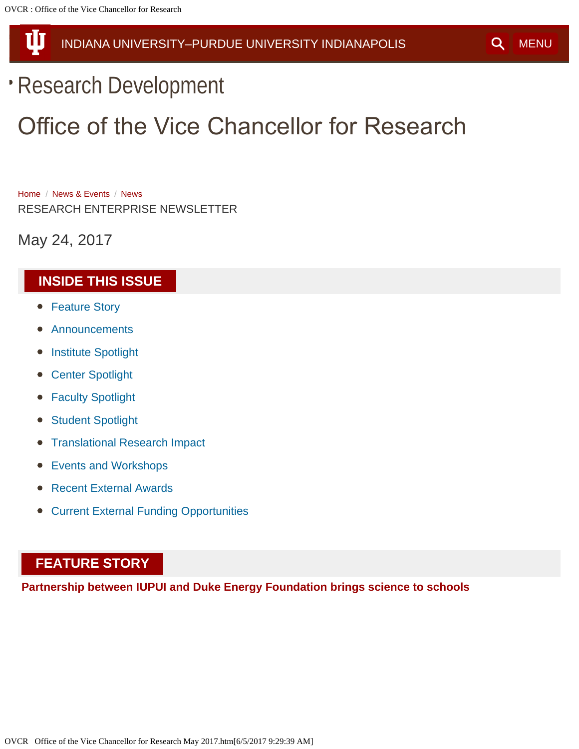INDIANA UNIVERSITY–PURDUE UNIVERSITY INDIANAPOLIS

MENU

- Research Development

# Office of the Vice Chancellor for Research

Home / News & Events / News

RESEARCH ENTERPRISE NEWSLETTER

May 24, 2017

## INSIDE THIS ISSUE

- Feature Story
- Announcements
- Institute Spotlight
- Center Spotlight
- Faculty Spotlight
- Student Spotlight
- Translational Research Impact
- Events and Workshops
- Recent External Awards
- Current External Funding Opportunities

## FEATURE STORY

**Partnership between IUPUI and Duke Energy Foundation brings science to schools**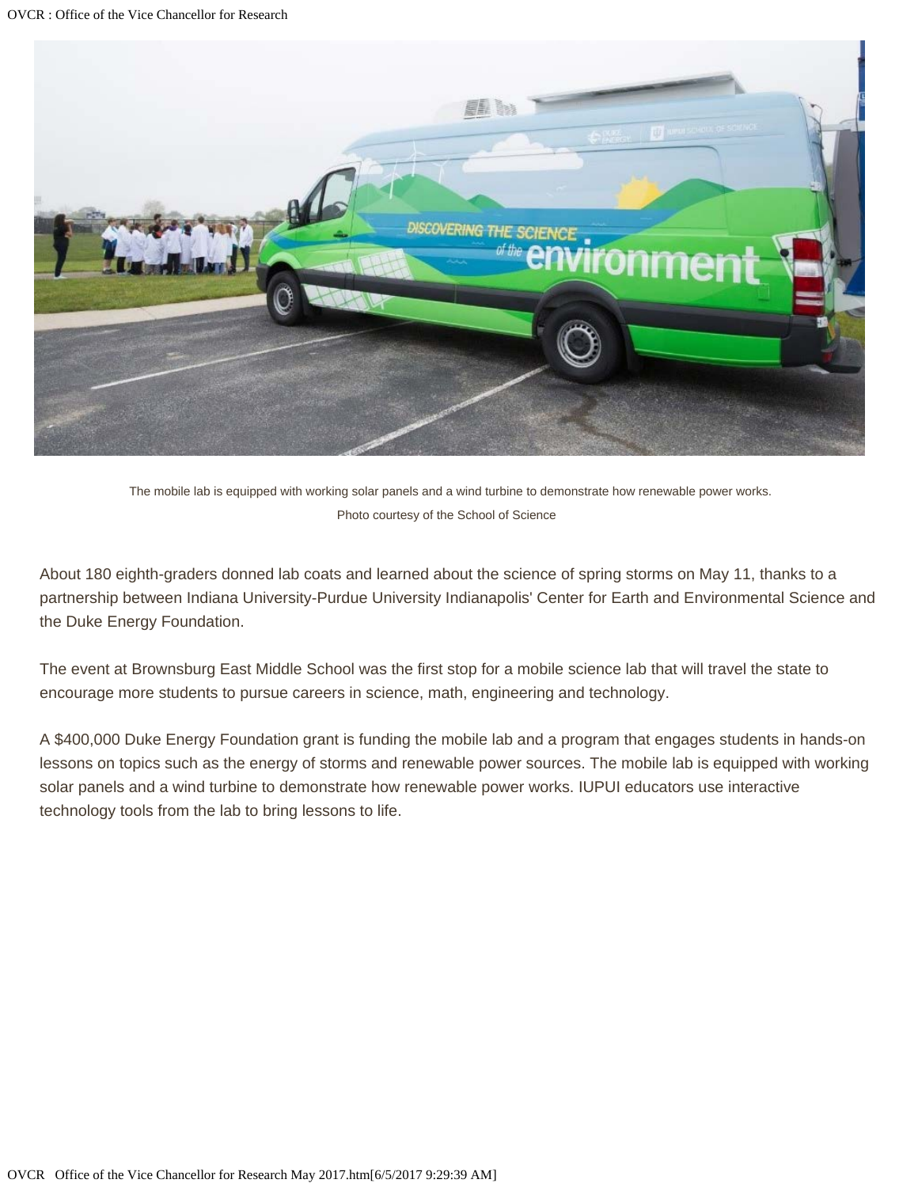The mobile lab is equipped with working solar panels and a wind turbine to demonstrate how renewable power works.

Photo courtesy of the School of Science

About 180 eighth-graders donned lab coats and learned about the science of spring storms on May 11, thanks to a partnership between Indiana University-Purdue University Indianapolis' Center for Earth and Environmental Science and the Duke Energy Foundation.

The event at Brownsburg East Middle School was the first stop for a mobile science lab that will travel the state to encourage more students to pursue careers in science, math, engineering and technology.

A $400,000 Duke Energy Foundation grant is funding the mobile lab and a program that engages students in hands-on lessons on topics such as the energy of storms and renewable power sources. The mobile lab is equipped with working solar panels and a wind turbine to demonstrate how renewable power works. IUPUI educators use interactive technology tools from the lab to bring lessons to life.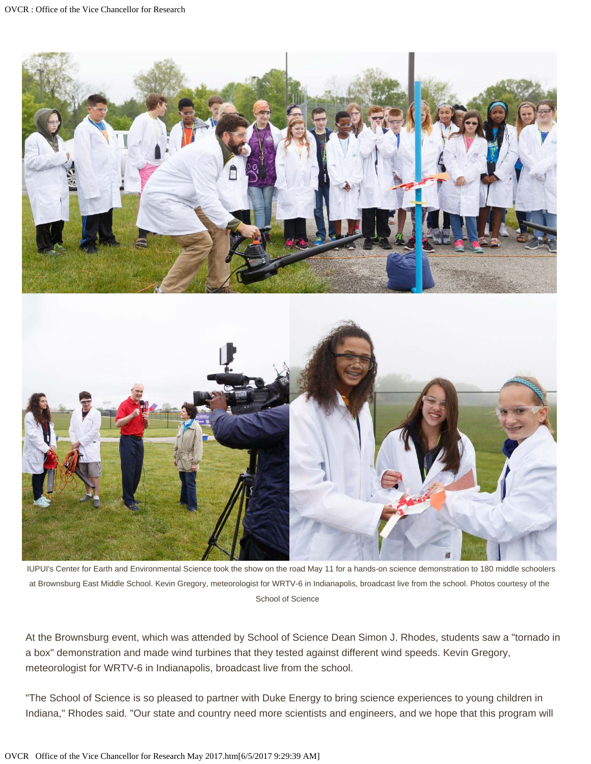IUPUI's Center for Earth and Environmental Science took the show on the road May 11 for a hands-on science demonstration to 180 middle schoolers at Brownsburg East Middle School. Kevin Gregory, meteorologist for WRTV-6 in Indianapolis, broadcast live from the school. Photos courtesy of the School of Science

At the Brownsburg event, which was attended by School of Science Dean Simon J. Rhodes, students saw a "tornado in a box" demonstration and made wind turbines that they tested against different wind speeds. Kevin Gregory, meteorologist for WRTV-6 in Indianapolis, broadcast live from the school.

"The School of Science is so pleased to partner with Duke Energy to bring science experiences to young children in Indiana," Rhodes said. "Our state and country need more scientists and engineers, and we hope that this program will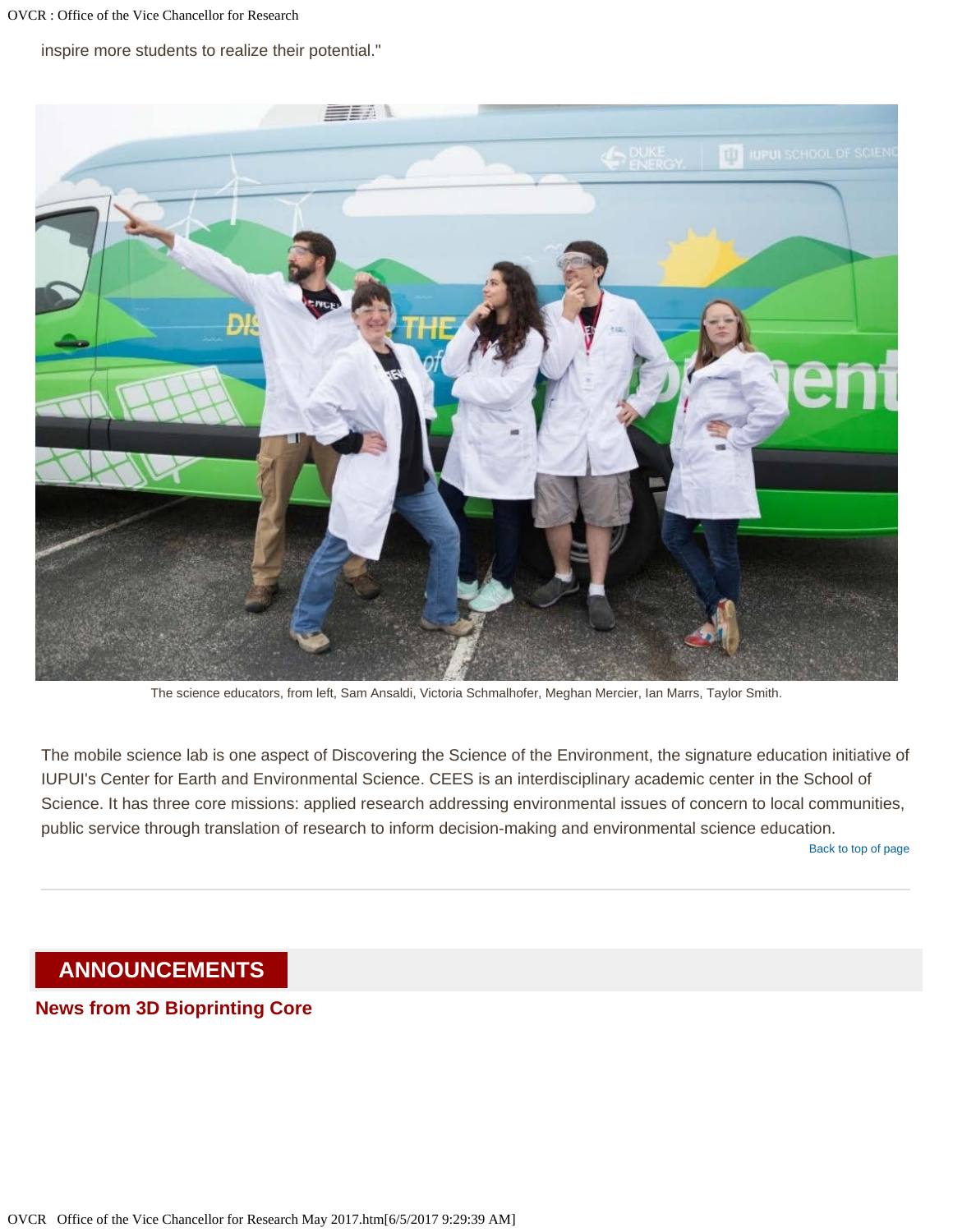inspire more students to realize their potential."

The science educators, from left, Sam Ansaldi, Victoria Schmalhofer, Meghan Mercier, Ian Marrs, Taylor Smith.

The mobile science lab is one aspect of Discovering the Science of the Environment, the signature education initiative of IUPUI's Center for Earth and Environmental Science. CEES is an interdisciplinary academic center in the School of Science. It has three core missions: applied research addressing environmental issues of concern to local communities, public service through translation of research to inform decision-making and environmental science education.

Back to top of page

---

## ANNOUNCEMENTS

### News from 3D Bioprinting Core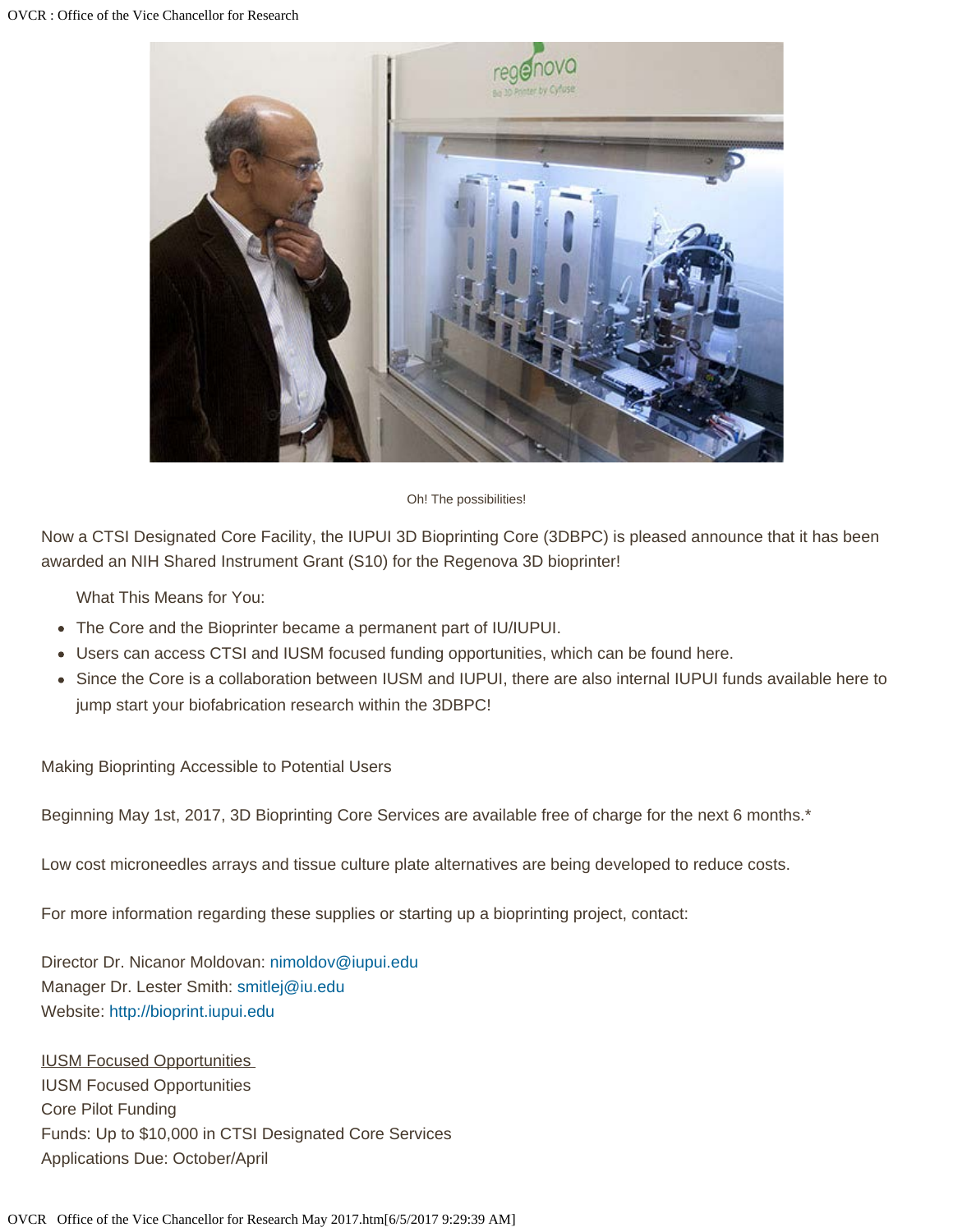Oh! The possibilities!

Now a CTSI Designated Core Facility, the IUPUI 3D Bioprinting Core (3DBPC) is pleased announce that it has been awarded an NIH Shared Instrument Grant (S10) for the Regenova 3D bioprinter!

What This Means for You:

- The Core and the Bioprinter became a permanent part of IU/IUPUI.
- Users can access CTSI and IUSM focused funding opportunities, which can be found here.
- Since the Core is a collaboration between IUSM and IUPUI, there are also internal IUPUI funds available here to jump start your biofabrication research within the 3DBPC!

Making Bioprinting Accessible to Potential Users

Beginning May 1st, 2017, 3D Bioprinting Core Services are available free of charge for the next 6 months.*

Low cost microneedles arrays and tissue culture plate alternatives are being developed to reduce costs.

For more information regarding these supplies or starting up a bioprinting project, contact:

Director Dr. Nicanor Moldovan: nimoldov@iupui.edu
Manager Dr. Lester Smith: smitlej@iu.edu
Website: http://bioprint.iupui.edu

IUSM Focused Opportunities
IUSM Focused Opportunities
Core Pilot Funding
Funds: Up to $10,000 in CTSI Designated Core Services
Applications Due: October/April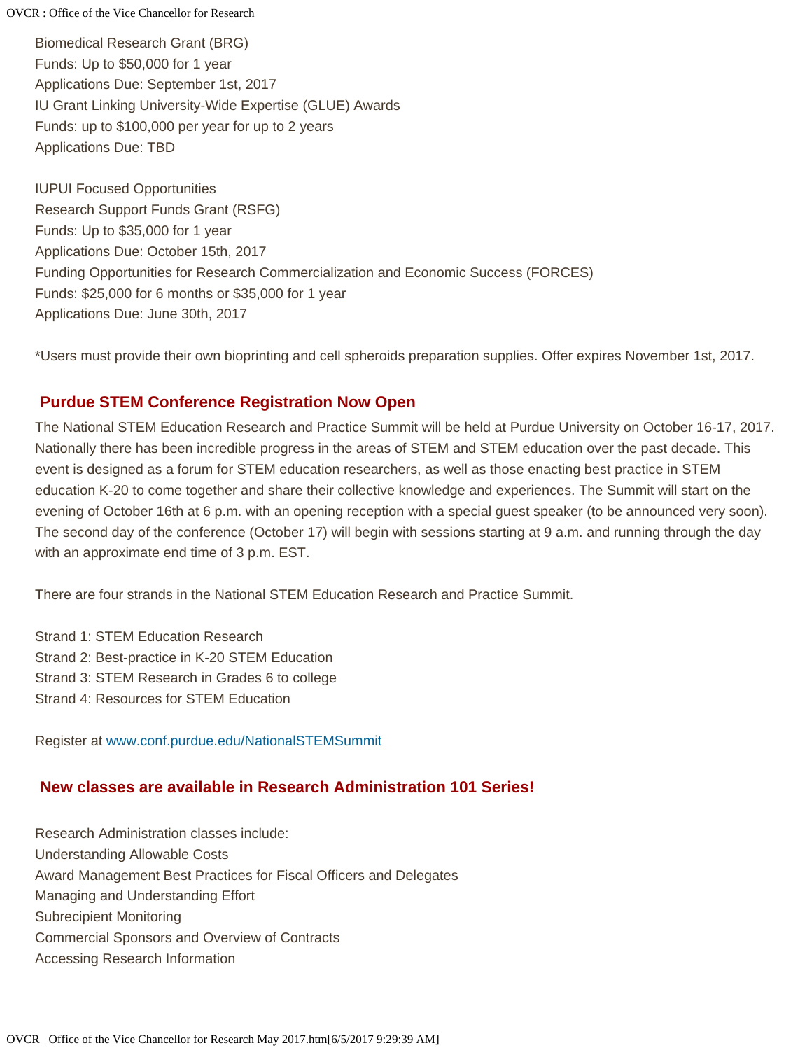Biomedical Research Grant (BRG)
Funds: Up to $50,000 for 1 year
Applications Due: September 1st, 2017
IU Grant Linking University-Wide Expertise (GLUE) Awards
Funds: up to $100,000 per year for up to 2 years
Applications Due: TBD

IUPUI Focused Opportunities
Research Support Funds Grant (RSFG)
Funds: Up to $35,000 for 1 year
Applications Due: October 15th, 2017
Funding Opportunities for Research Commercialization and Economic Success (FORCES)
Funds: $25,000 for 6 months or $35,000 for 1 year
Applications Due: June 30th, 2017

*Users must provide their own bioprinting and cell spheroids preparation supplies. Offer expires November 1st, 2017.

## Purdue STEM Conference Registration Now Open

The National STEM Education Research and Practice Summit will be held at Purdue University on October 16-17, 2017. Nationally there has been incredible progress in the areas of STEM and STEM education over the past decade. This event is designed as a forum for STEM education researchers, as well as those enacting best practice in STEM education K-20 to come together and share their collective knowledge and experiences. The Summit will start on the evening of October 16th at 6 p.m. with an opening reception with a special guest speaker (to be announced very soon). The second day of the conference (October 17) will begin with sessions starting at 9 a.m. and running through the day with an approximate end time of 3 p.m. EST.

There are four strands in the National STEM Education Research and Practice Summit.

Strand 1: STEM Education Research
Strand 2: Best-practice in K-20 STEM Education
Strand 3: STEM Research in Grades 6 to college
Strand 4: Resources for STEM Education

Register at www.conf.purdue.edu/NationalSTEMSummit

## New classes are available in Research Administration 101 Series!

Research Administration classes include:
Understanding Allowable Costs
Award Management Best Practices for Fiscal Officers and Delegates
Managing and Understanding Effort
Subrecipient Monitoring
Commercial Sponsors and Overview of Contracts
Accessing Research Information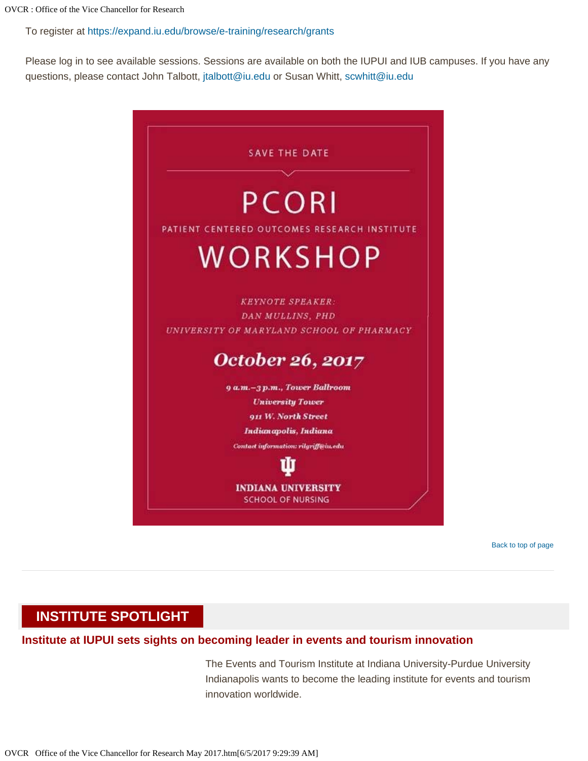To register at https://expand.iu.edu/browse/e-training/research/grants

Please log in to see available sessions. Sessions are available on both the IUPUI and IUB campuses. If you have any questions, please contact John Talbott, jtalbott@iu.edu or Susan Whitt, scwhitt@iu.edu

SAVE THE DATE

# PCORI

PATIENT CENTERED OUTCOMES RESEARCH INSTITUTE

# WORKSHOP

*KEYNOTE SPEAKER:*
*DAN MULLINS, PHD*
*UNIVERSITY OF MARYLAND SCHOOL OF PHARMACY*

***October 26, 2017***

***9 a.m.–3 p.m., Tower Ballroom***
***University Tower***
***911 W. North Street***
***Indianapolis, Indiana***
***Contact information: rilgriff@iu.edu***

**INDIANA UNIVERSITY**
SCHOOL OF NURSING

Back to top of page

## INSTITUTE SPOTLIGHT

### Institute at IUPUI sets sights on becoming leader in events and tourism innovation

The Events and Tourism Institute at Indiana University-Purdue University Indianapolis wants to become the leading institute for events and tourism innovation worldwide.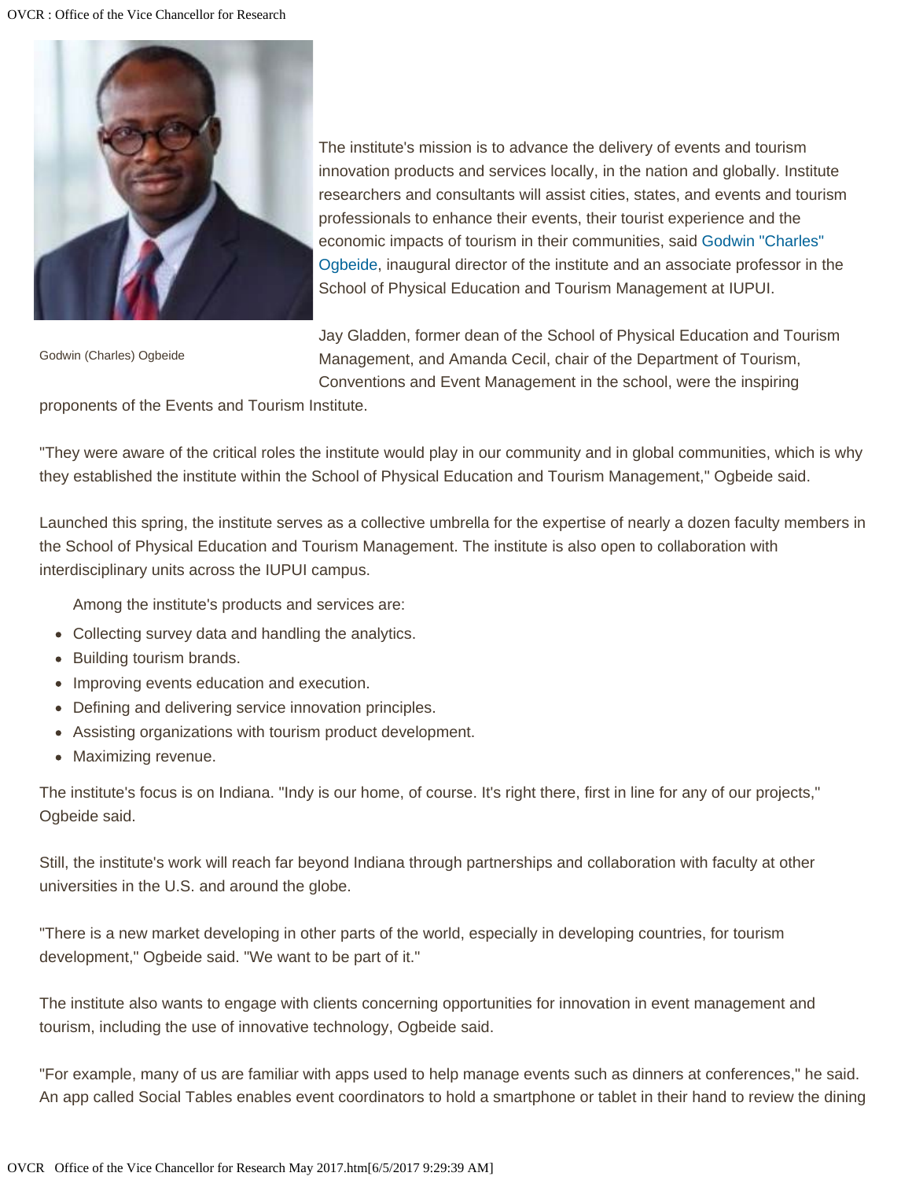Godwin (Charles) Ogbeide

The institute's mission is to advance the delivery of events and tourism innovation products and services locally, in the nation and globally. Institute researchers and consultants will assist cities, states, and events and tourism professionals to enhance their events, their tourist experience and the economic impacts of tourism in their communities, said Godwin "Charles" Ogbeide, inaugural director of the institute and an associate professor in the School of Physical Education and Tourism Management at IUPUI.

Jay Gladden, former dean of the School of Physical Education and Tourism Management, and Amanda Cecil, chair of the Department of Tourism, Conventions and Event Management in the school, were the inspiring proponents of the Events and Tourism Institute.

"They were aware of the critical roles the institute would play in our community and in global communities, which is why they established the institute within the School of Physical Education and Tourism Management," Ogbeide said.

Launched this spring, the institute serves as a collective umbrella for the expertise of nearly a dozen faculty members in the School of Physical Education and Tourism Management. The institute is also open to collaboration with interdisciplinary units across the IUPUI campus.

Among the institute's products and services are:

- Collecting survey data and handling the analytics.
- Building tourism brands.
- Improving events education and execution.
- Defining and delivering service innovation principles.
- Assisting organizations with tourism product development.
- Maximizing revenue.

The institute's focus is on Indiana. "Indy is our home, of course. It's right there, first in line for any of our projects," Ogbeide said.

Still, the institute's work will reach far beyond Indiana through partnerships and collaboration with faculty at other universities in the U.S. and around the globe.

"There is a new market developing in other parts of the world, especially in developing countries, for tourism development," Ogbeide said. "We want to be part of it."

The institute also wants to engage with clients concerning opportunities for innovation in event management and tourism, including the use of innovative technology, Ogbeide said.

"For example, many of us are familiar with apps used to help manage events such as dinners at conferences," he said. An app called Social Tables enables event coordinators to hold a smartphone or tablet in their hand to review the dining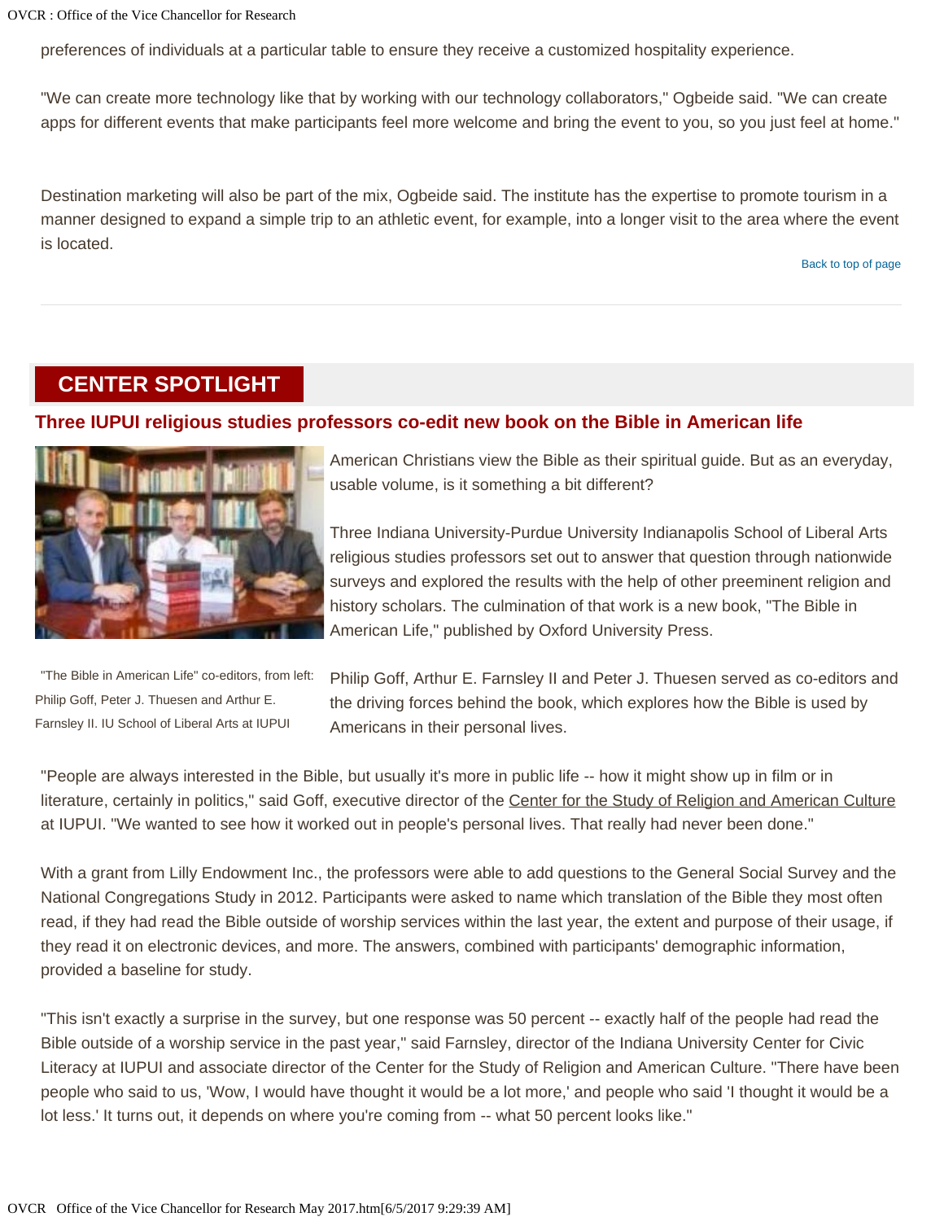preferences of individuals at a particular table to ensure they receive a customized hospitality experience.

"We can create more technology like that by working with our technology collaborators," Ogbeide said. "We can create apps for different events that make participants feel more welcome and bring the event to you, so you just feel at home."

Destination marketing will also be part of the mix, Ogbeide said. The institute has the expertise to promote tourism in a manner designed to expand a simple trip to an athletic event, for example, into a longer visit to the area where the event is located.

Back to top of page

---

## CENTER SPOTLIGHT

### Three IUPUI religious studies professors co-edit new book on the Bible in American life

"The Bible in American Life" co-editors, from left: Philip Goff, Peter J. Thuesen and Arthur E. Farnsley II. IU School of Liberal Arts at IUPUI

American Christians view the Bible as their spiritual guide. But as an everyday, usable volume, is it something a bit different?

Three Indiana University-Purdue University Indianapolis School of Liberal Arts religious studies professors set out to answer that question through nationwide surveys and explored the results with the help of other preeminent religion and history scholars. The culmination of that work is a new book, "The Bible in American Life," published by Oxford University Press.

Philip Goff, Arthur E. Farnsley II and Peter J. Thuesen served as co-editors and the driving forces behind the book, which explores how the Bible is used by Americans in their personal lives.

"People are always interested in the Bible, but usually it's more in public life -- how it might show up in film or in literature, certainly in politics," said Goff, executive director of the Center for the Study of Religion and American Culture at IUPUI. "We wanted to see how it worked out in people's personal lives. That really had never been done."

With a grant from Lilly Endowment Inc., the professors were able to add questions to the General Social Survey and the National Congregations Study in 2012. Participants were asked to name which translation of the Bible they most often read, if they had read the Bible outside of worship services within the last year, the extent and purpose of their usage, if they read it on electronic devices, and more. The answers, combined with participants' demographic information, provided a baseline for study.

"This isn't exactly a surprise in the survey, but one response was 50 percent -- exactly half of the people had read the Bible outside of a worship service in the past year," said Farnsley, director of the Indiana University Center for Civic Literacy at IUPUI and associate director of the Center for the Study of Religion and American Culture. "There have been people who said to us, 'Wow, I would have thought it would be a lot more,' and people who said 'I thought it would be a lot less.' It turns out, it depends on where you're coming from -- what 50 percent looks like."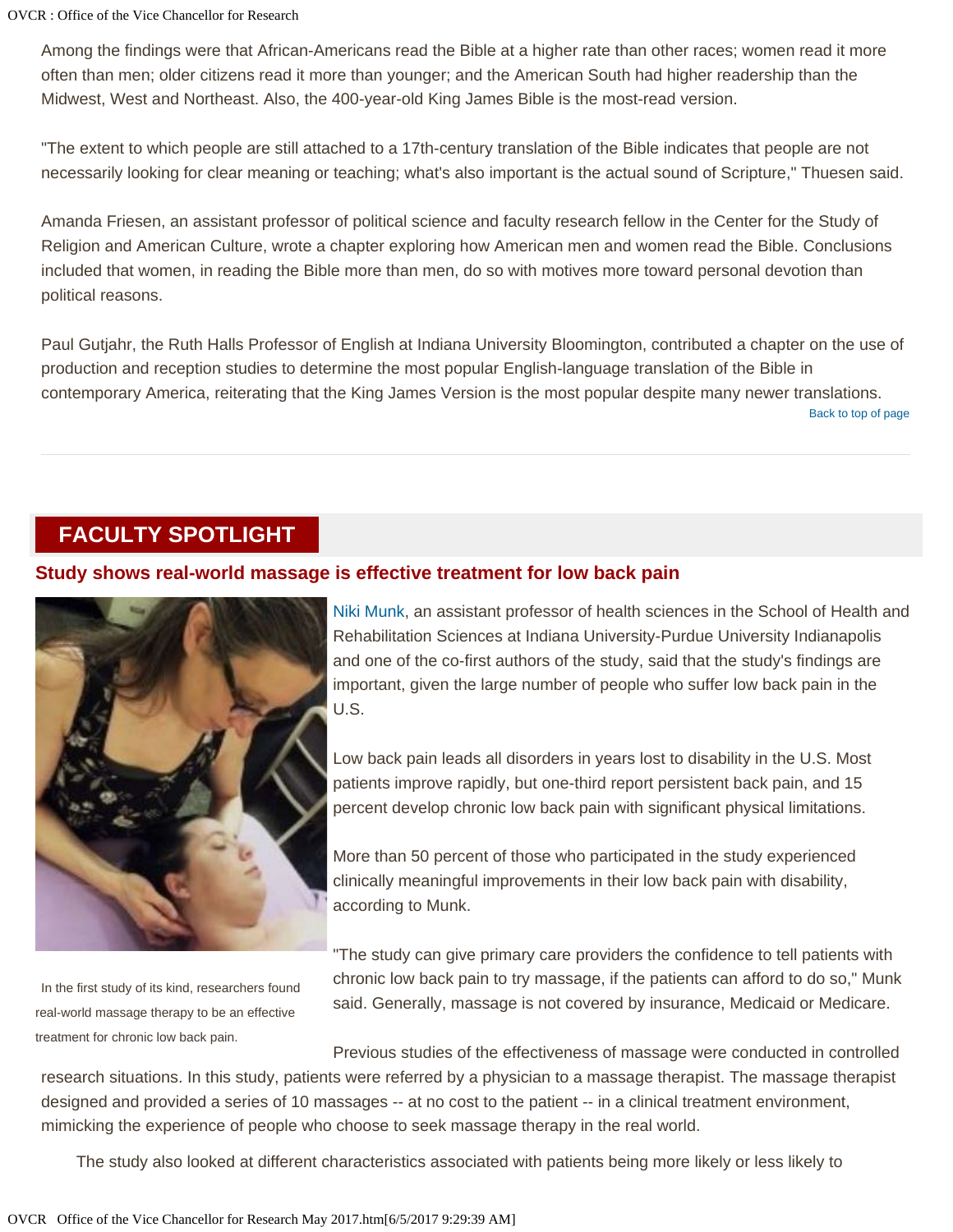Among the findings were that African-Americans read the Bible at a higher rate than other races; women read it more often than men; older citizens read it more than younger; and the American South had higher readership than the Midwest, West and Northeast. Also, the 400-year-old King James Bible is the most-read version.

"The extent to which people are still attached to a 17th-century translation of the Bible indicates that people are not necessarily looking for clear meaning or teaching; what's also important is the actual sound of Scripture," Thuesen said.

Amanda Friesen, an assistant professor of political science and faculty research fellow in the Center for the Study of Religion and American Culture, wrote a chapter exploring how American men and women read the Bible. Conclusions included that women, in reading the Bible more than men, do so with motives more toward personal devotion than political reasons.

Paul Gutjahr, the Ruth Halls Professor of English at Indiana University Bloomington, contributed a chapter on the use of production and reception studies to determine the most popular English-language translation of the Bible in contemporary America, reiterating that the King James Version is the most popular despite many newer translations.

Back to top of page

## FACULTY SPOTLIGHT

### Study shows real-world massage is effective treatment for low back pain

In the first study of its kind, researchers found real-world massage therapy to be an effective treatment for chronic low back pain.

Niki Munk, an assistant professor of health sciences in the School of Health and Rehabilitation Sciences at Indiana University-Purdue University Indianapolis and one of the co-first authors of the study, said that the study's findings are important, given the large number of people who suffer low back pain in the U.S.

Low back pain leads all disorders in years lost to disability in the U.S. Most patients improve rapidly, but one-third report persistent back pain, and 15 percent develop chronic low back pain with significant physical limitations.

More than 50 percent of those who participated in the study experienced clinically meaningful improvements in their low back pain with disability, according to Munk.

"The study can give primary care providers the confidence to tell patients with chronic low back pain to try massage, if the patients can afford to do so," Munk said. Generally, massage is not covered by insurance, Medicaid or Medicare.

Previous studies of the effectiveness of massage were conducted in controlled research situations. In this study, patients were referred by a physician to a massage therapist. The massage therapist designed and provided a series of 10 massages -- at no cost to the patient -- in a clinical treatment environment, mimicking the experience of people who choose to seek massage therapy in the real world.

The study also looked at different characteristics associated with patients being more likely or less likely to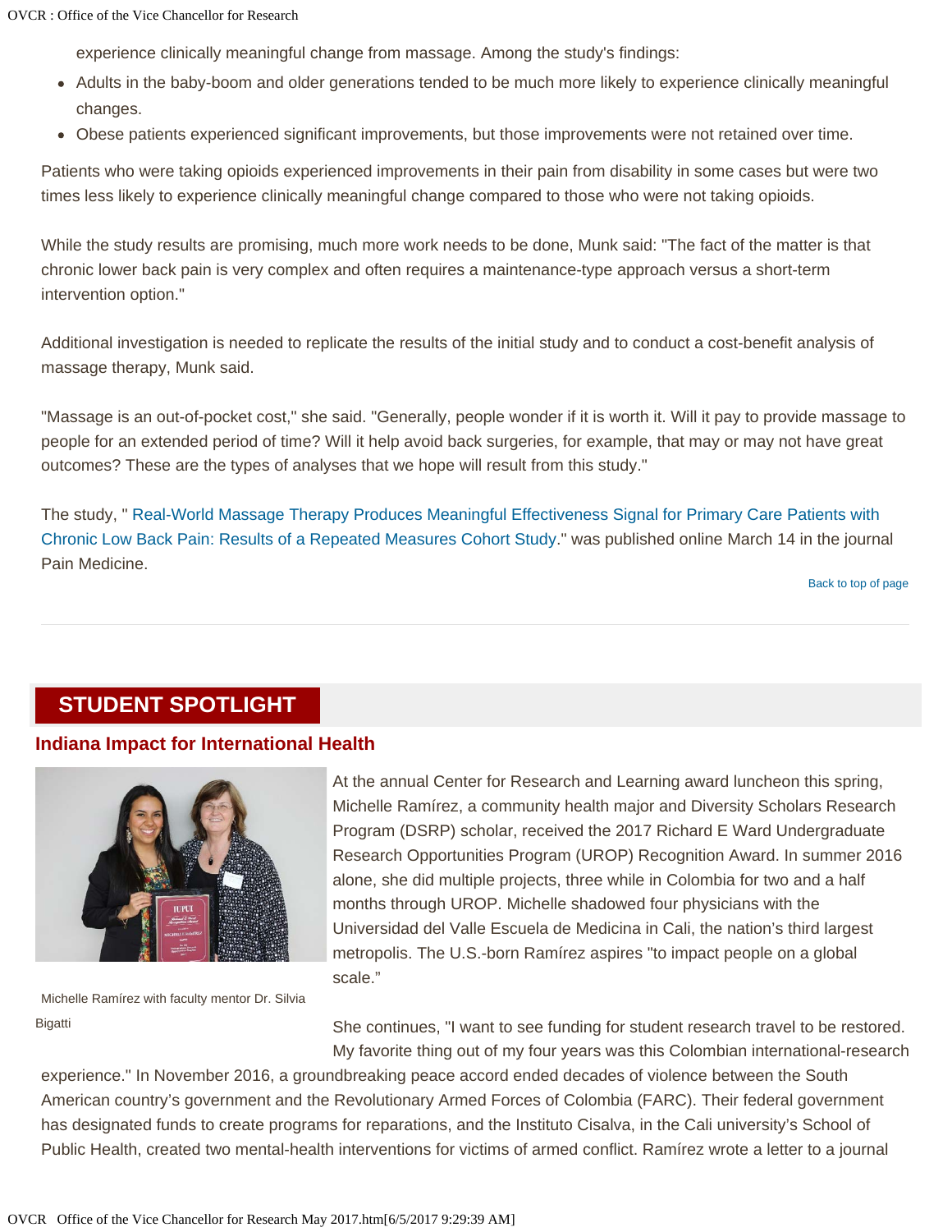experience clinically meaningful change from massage. Among the study's findings:

- Adults in the baby-boom and older generations tended to be much more likely to experience clinically meaningful changes.
- Obese patients experienced significant improvements, but those improvements were not retained over time.

Patients who were taking opioids experienced improvements in their pain from disability in some cases but were two times less likely to experience clinically meaningful change compared to those who were not taking opioids.

While the study results are promising, much more work needs to be done, Munk said: "The fact of the matter is that chronic lower back pain is very complex and often requires a maintenance-type approach versus a short-term intervention option."

Additional investigation is needed to replicate the results of the initial study and to conduct a cost-benefit analysis of massage therapy, Munk said.

"Massage is an out-of-pocket cost," she said. "Generally, people wonder if it is worth it. Will it pay to provide massage to people for an extended period of time? Will it help avoid back surgeries, for example, that may or may not have great outcomes? These are the types of analyses that we hope will result from this study."

The study, " Real-World Massage Therapy Produces Meaningful Effectiveness Signal for Primary Care Patients with Chronic Low Back Pain: Results of a Repeated Measures Cohort Study." was published online March 14 in the journal Pain Medicine.

Back to top of page

---

## STUDENT SPOTLIGHT

### Indiana Impact for International Health

Michelle Ramírez with faculty mentor Dr. Silvia Bigatti

At the annual Center for Research and Learning award luncheon this spring, Michelle Ramírez, a community health major and Diversity Scholars Research Program (DSRP) scholar, received the 2017 Richard E Ward Undergraduate Research Opportunities Program (UROP) Recognition Award. In summer 2016 alone, she did multiple projects, three while in Colombia for two and a half months through UROP. Michelle shadowed four physicians with the Universidad del Valle Escuela de Medicina in Cali, the nation's third largest metropolis. The U.S.-born Ramírez aspires "to impact people on a global scale."

She continues, "I want to see funding for student research travel to be restored. My favorite thing out of my four years was this Colombian international-research experience." In November 2016, a groundbreaking peace accord ended decades of violence between the South American country's government and the Revolutionary Armed Forces of Colombia (FARC). Their federal government has designated funds to create programs for reparations, and the Instituto Cisalva, in the Cali university's School of Public Health, created two mental-health interventions for victims of armed conflict. Ramírez wrote a letter to a journal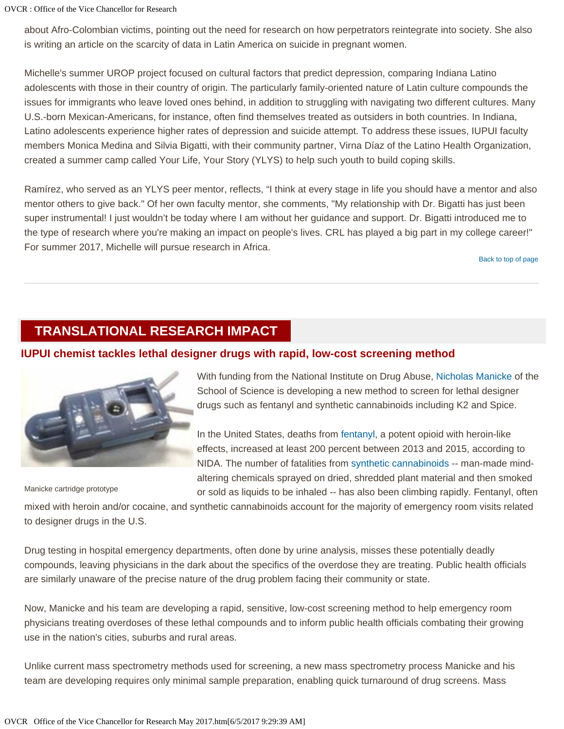about Afro-Colombian victims, pointing out the need for research on how perpetrators reintegrate into society. She also is writing an article on the scarcity of data in Latin America on suicide in pregnant women.

Michelle's summer UROP project focused on cultural factors that predict depression, comparing Indiana Latino adolescents with those in their country of origin. The particularly family-oriented nature of Latin culture compounds the issues for immigrants who leave loved ones behind, in addition to struggling with navigating two different cultures. Many U.S.-born Mexican-Americans, for instance, often find themselves treated as outsiders in both countries. In Indiana, Latino adolescents experience higher rates of depression and suicide attempt. To address these issues, IUPUI faculty members Monica Medina and Silvia Bigatti, with their community partner, Virna Díaz of the Latino Health Organization, created a summer camp called Your Life, Your Story (YLYS) to help such youth to build coping skills.

Ramírez, who served as an YLYS peer mentor, reflects, "I think at every stage in life you should have a mentor and also mentor others to give back." Of her own faculty mentor, she comments, "My relationship with Dr. Bigatti has just been super instrumental! I just wouldn't be today where I am without her guidance and support. Dr. Bigatti introduced me to the type of research where you're making an impact on people's lives. CRL has played a big part in my college career!" For summer 2017, Michelle will pursue research in Africa.

Back to top of page

---

## TRANSLATIONAL RESEARCH IMPACT

### IUPUI chemist tackles lethal designer drugs with rapid, low-cost screening method

Manicke cartridge prototype

With funding from the National Institute on Drug Abuse, Nicholas Manicke of the School of Science is developing a new method to screen for lethal designer drugs such as fentanyl and synthetic cannabinoids including K2 and Spice.

In the United States, deaths from fentanyl, a potent opioid with heroin-like effects, increased at least 200 percent between 2013 and 2015, according to NIDA. The number of fatalities from synthetic cannabinoids -- man-made mind-altering chemicals sprayed on dried, shredded plant material and then smoked or sold as liquids to be inhaled -- has also been climbing rapidly. Fentanyl, often mixed with heroin and/or cocaine, and synthetic cannabinoids account for the majority of emergency room visits related to designer drugs in the U.S.

Drug testing in hospital emergency departments, often done by urine analysis, misses these potentially deadly compounds, leaving physicians in the dark about the specifics of the overdose they are treating. Public health officials are similarly unaware of the precise nature of the drug problem facing their community or state.

Now, Manicke and his team are developing a rapid, sensitive, low-cost screening method to help emergency room physicians treating overdoses of these lethal compounds and to inform public health officials combating their growing use in the nation's cities, suburbs and rural areas.

Unlike current mass spectrometry methods used for screening, a new mass spectrometry process Manicke and his team are developing requires only minimal sample preparation, enabling quick turnaround of drug screens. Mass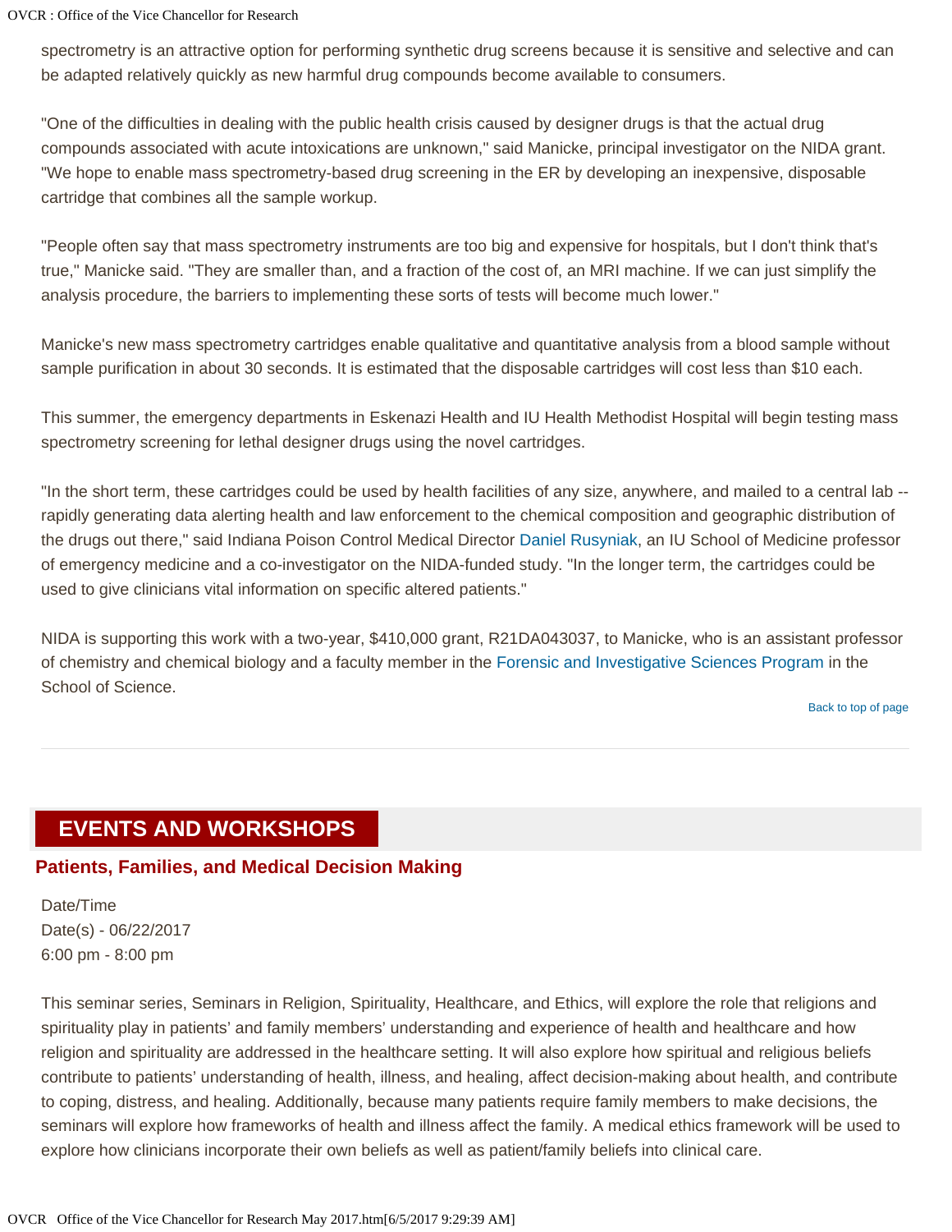spectrometry is an attractive option for performing synthetic drug screens because it is sensitive and selective and can be adapted relatively quickly as new harmful drug compounds become available to consumers.

"One of the difficulties in dealing with the public health crisis caused by designer drugs is that the actual drug compounds associated with acute intoxications are unknown," said Manicke, principal investigator on the NIDA grant. "We hope to enable mass spectrometry-based drug screening in the ER by developing an inexpensive, disposable cartridge that combines all the sample workup.

"People often say that mass spectrometry instruments are too big and expensive for hospitals, but I don't think that's true," Manicke said. "They are smaller than, and a fraction of the cost of, an MRI machine. If we can just simplify the analysis procedure, the barriers to implementing these sorts of tests will become much lower."

Manicke's new mass spectrometry cartridges enable qualitative and quantitative analysis from a blood sample without sample purification in about 30 seconds. It is estimated that the disposable cartridges will cost less than $10 each.

This summer, the emergency departments in Eskenazi Health and IU Health Methodist Hospital will begin testing mass spectrometry screening for lethal designer drugs using the novel cartridges.

"In the short term, these cartridges could be used by health facilities of any size, anywhere, and mailed to a central lab -- rapidly generating data alerting health and law enforcement to the chemical composition and geographic distribution of the drugs out there," said Indiana Poison Control Medical Director Daniel Rusyniak, an IU School of Medicine professor of emergency medicine and a co-investigator on the NIDA-funded study. "In the longer term, the cartridges could be used to give clinicians vital information on specific altered patients."

NIDA is supporting this work with a two-year, $410,000 grant, R21DA043037, to Manicke, who is an assistant professor of chemistry and chemical biology and a faculty member in the Forensic and Investigative Sciences Program in the School of Science.

Back to top of page

---

## EVENTS AND WORKSHOPS

### Patients, Families, and Medical Decision Making

Date/Time
Date(s) - 06/22/2017
6:00 pm - 8:00 pm

This seminar series, Seminars in Religion, Spirituality, Healthcare, and Ethics, will explore the role that religions and spirituality play in patients' and family members' understanding and experience of health and healthcare and how religion and spirituality are addressed in the healthcare setting. It will also explore how spiritual and religious beliefs contribute to patients' understanding of health, illness, and healing, affect decision-making about health, and contribute to coping, distress, and healing. Additionally, because many patients require family members to make decisions, the seminars will explore how frameworks of health and illness affect the family. A medical ethics framework will be used to explore how clinicians incorporate their own beliefs as well as patient/family beliefs into clinical care.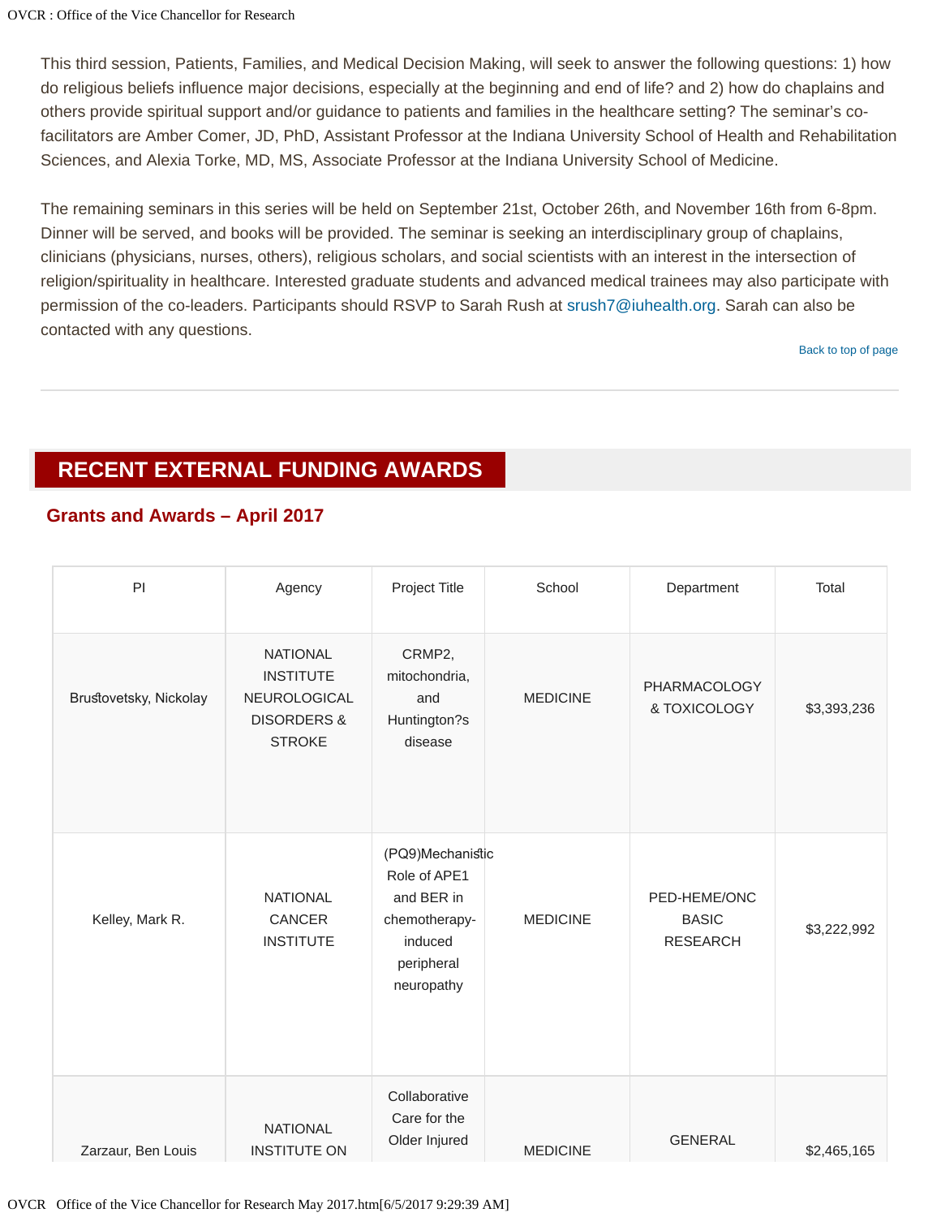This third session, Patients, Families, and Medical Decision Making, will seek to answer the following questions: 1) how do religious beliefs influence major decisions, especially at the beginning and end of life? and 2) how do chaplains and others provide spiritual support and/or guidance to patients and families in the healthcare setting? The seminar's co-facilitators are Amber Comer, JD, PhD, Assistant Professor at the Indiana University School of Health and Rehabilitation Sciences, and Alexia Torke, MD, MS, Associate Professor at the Indiana University School of Medicine.

The remaining seminars in this series will be held on September 21st, October 26th, and November 16th from 6-8pm. Dinner will be served, and books will be provided. The seminar is seeking an interdisciplinary group of chaplains, clinicians (physicians, nurses, others), religious scholars, and social scientists with an interest in the intersection of religion/spirituality in healthcare. Interested graduate students and advanced medical trainees may also participate with permission of the co-leaders. Participants should RSVP to Sarah Rush at srush7@iuhealth.org. Sarah can also be contacted with any questions.

Back to top of page

---

# RECENT EXTERNAL FUNDING AWARDS

## Grants and Awards – April 2017

| PI | Agency | Project Title | School | Department | Total |
|---|---|---|---|---|---|
| Brustovetsky, Nickolay | NATIONAL INSTITUTE NEUROLOGICAL DISORDERS & STROKE | CRMP2, mitochondria, and Huntington?s disease | MEDICINE | PHARMACOLOGY & TOXICOLOGY | $3,393,236 |
| Kelley, Mark R. | NATIONAL CANCER INSTITUTE | (PQ9)Mechanistic Role of APE1 and BER in chemotherapy-induced peripheral neuropathy | MEDICINE | PED-HEME/ONC BASIC RESEARCH | $3,222,992 |
| Zarzaur, Ben Louis | NATIONAL INSTITUTE ON | Collaborative Care for the Older Injured | MEDICINE | GENERAL | $2,465,165 |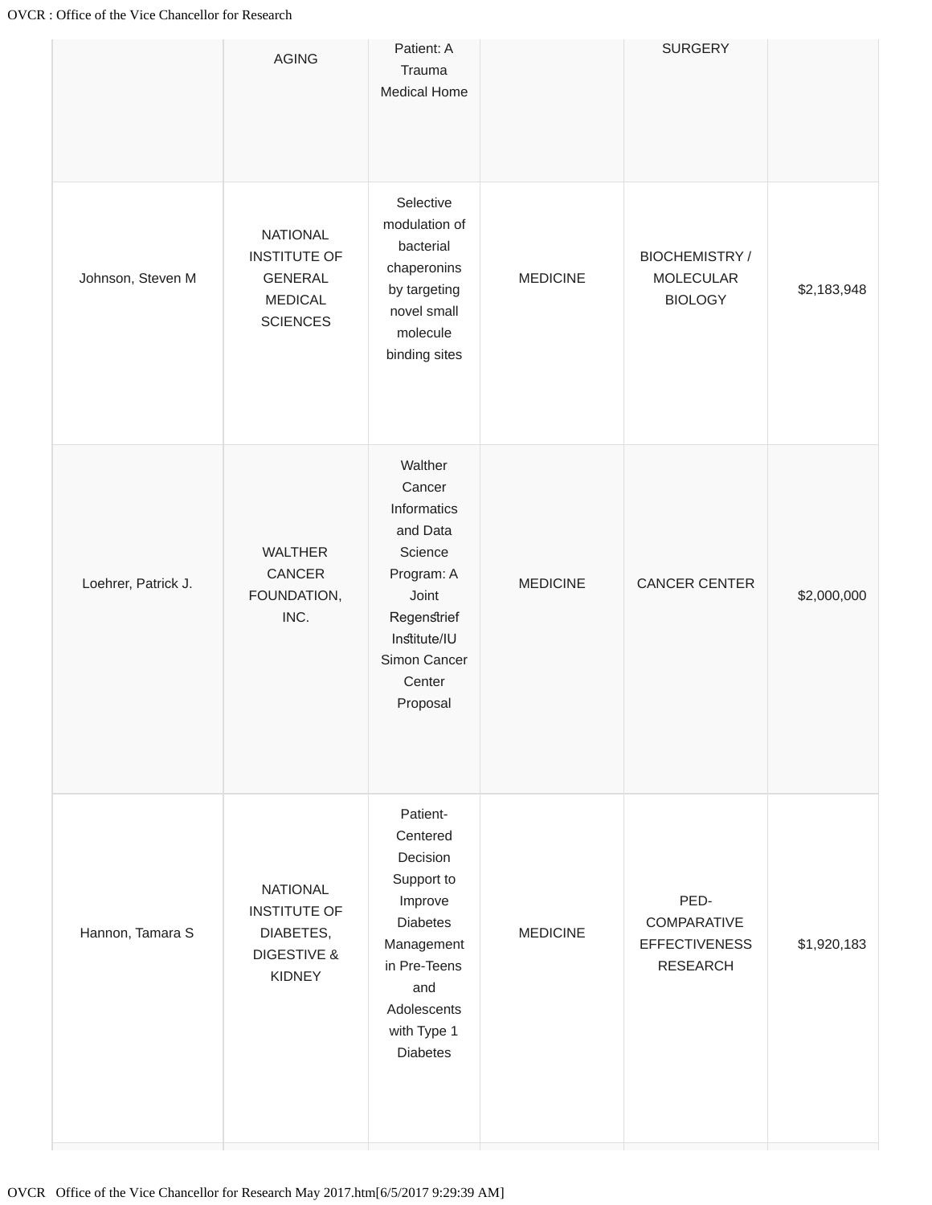| | | | | | |
|---|---|---|---|---|---|
| | AGING | Patient: A Trauma Medical Home | | SURGERY | |
| Johnson, Steven M | NATIONAL INSTITUTE OF GENERAL MEDICAL SCIENCES | Selective modulation of bacterial chaperonins by targeting novel small molecule binding sites | MEDICINE | BIOCHEMISTRY / MOLECULAR BIOLOGY | $2,183,948 |
| Loehrer, Patrick J. | WALTHER CANCER FOUNDATION, INC. | Walther Cancer Informatics and Data Science Program: A Joint Regenstrief Institute/IU Simon Cancer Center Proposal | MEDICINE | CANCER CENTER | $2,000,000 |
| Hannon, Tamara S | NATIONAL INSTITUTE OF DIABETES, DIGESTIVE & KIDNEY | Patient-Centered Decision Support to Improve Diabetes Management in Pre-Teens and Adolescents with Type 1 Diabetes | MEDICINE | PED-COMPARATIVE EFFECTIVENESS RESEARCH | $1,920,183 |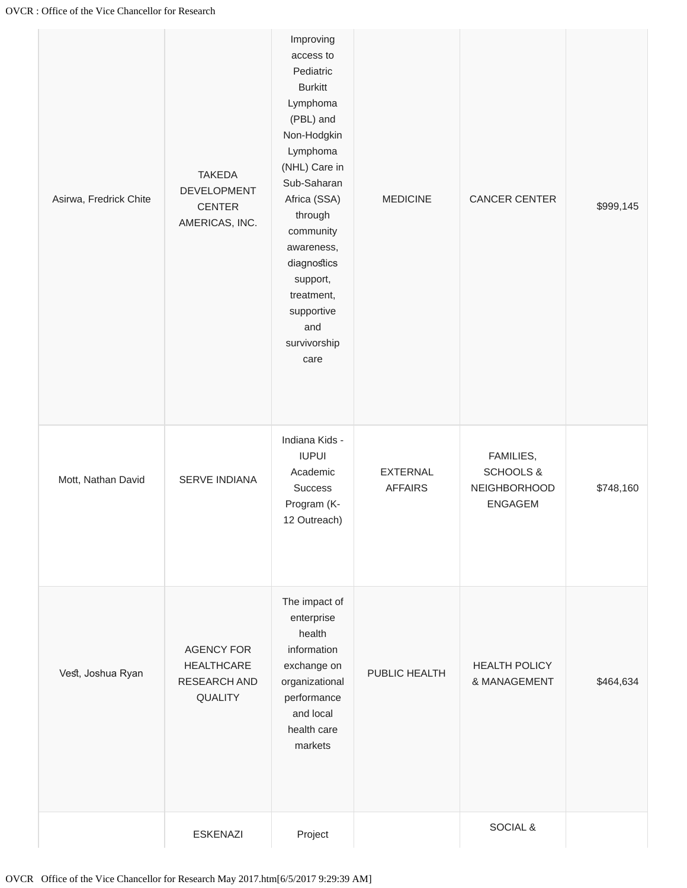| | | | | | |
|---|---|---|---|---|---|
| Asirwa, Fredrick Chite | TAKEDA DEVELOPMENT CENTER AMERICAS, INC. | Improving access to Pediatric Burkitt Lymphoma (PBL) and Non-Hodgkin Lymphoma (NHL) Care in Sub-Saharan Africa (SSA) through community awareness, diagnostics support, treatment, supportive and survivorship care | MEDICINE | CANCER CENTER | $999,145 |
| Mott, Nathan David | SERVE INDIANA | Indiana Kids - IUPUI Academic Success Program (K-12 Outreach) | EXTERNAL AFFAIRS | FAMILIES, SCHOOLS & NEIGHBORHOOD ENGAGEM | $748,160 |
| Vest, Joshua Ryan | AGENCY FOR HEALTHCARE RESEARCH AND QUALITY | The impact of enterprise health information exchange on organizational performance and local health care markets | PUBLIC HEALTH | HEALTH POLICY & MANAGEMENT | $464,634 |
| | ESKENAZI | Project | | SOCIAL & | |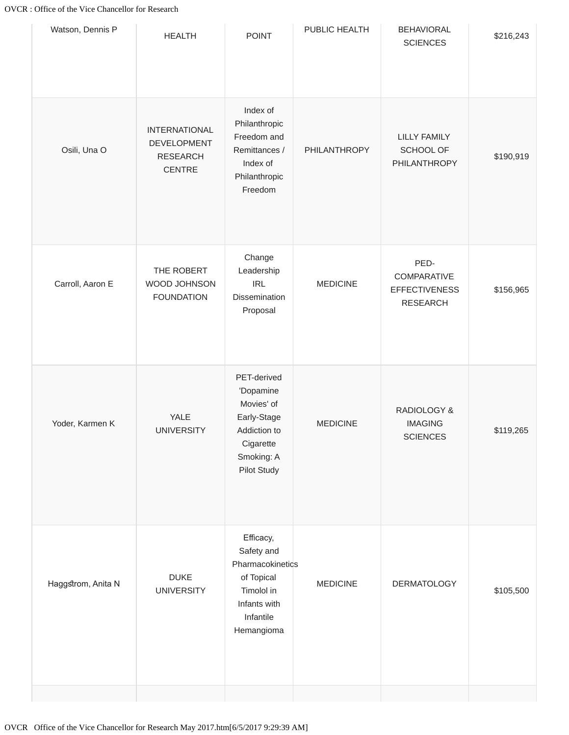| | | | | | |
|---|---|---|---|---|---|
| Watson, Dennis P | HEALTH | POINT | PUBLIC HEALTH | BEHAVIORAL SCIENCES | $216,243 |
| Osili, Una O | INTERNATIONAL DEVELOPMENT RESEARCH CENTRE | Index of Philanthropic Freedom and Remittances / Index of Philanthropic Freedom | PHILANTHROPY | LILLY FAMILY SCHOOL OF PHILANTHROPY | $190,919 |
| Carroll, Aaron E | THE ROBERT WOOD JOHNSON FOUNDATION | Change Leadership IRL Dissemination Proposal | MEDICINE | PED-COMPARATIVE EFFECTIVENESS RESEARCH | $156,965 |
| Yoder, Karmen K | YALE UNIVERSITY | PET-derived 'Dopamine Movies' of Early-Stage Addiction to Cigarette Smoking: A Pilot Study | MEDICINE | RADIOLOGY & IMAGING SCIENCES | $119,265 |
| Haggstrom, Anita N | DUKE UNIVERSITY | Efficacy, Safety and Pharmacokinetics of Topical Timolol in Infants with Infantile Hemangioma | MEDICINE | DERMATOLOGY | $105,500 |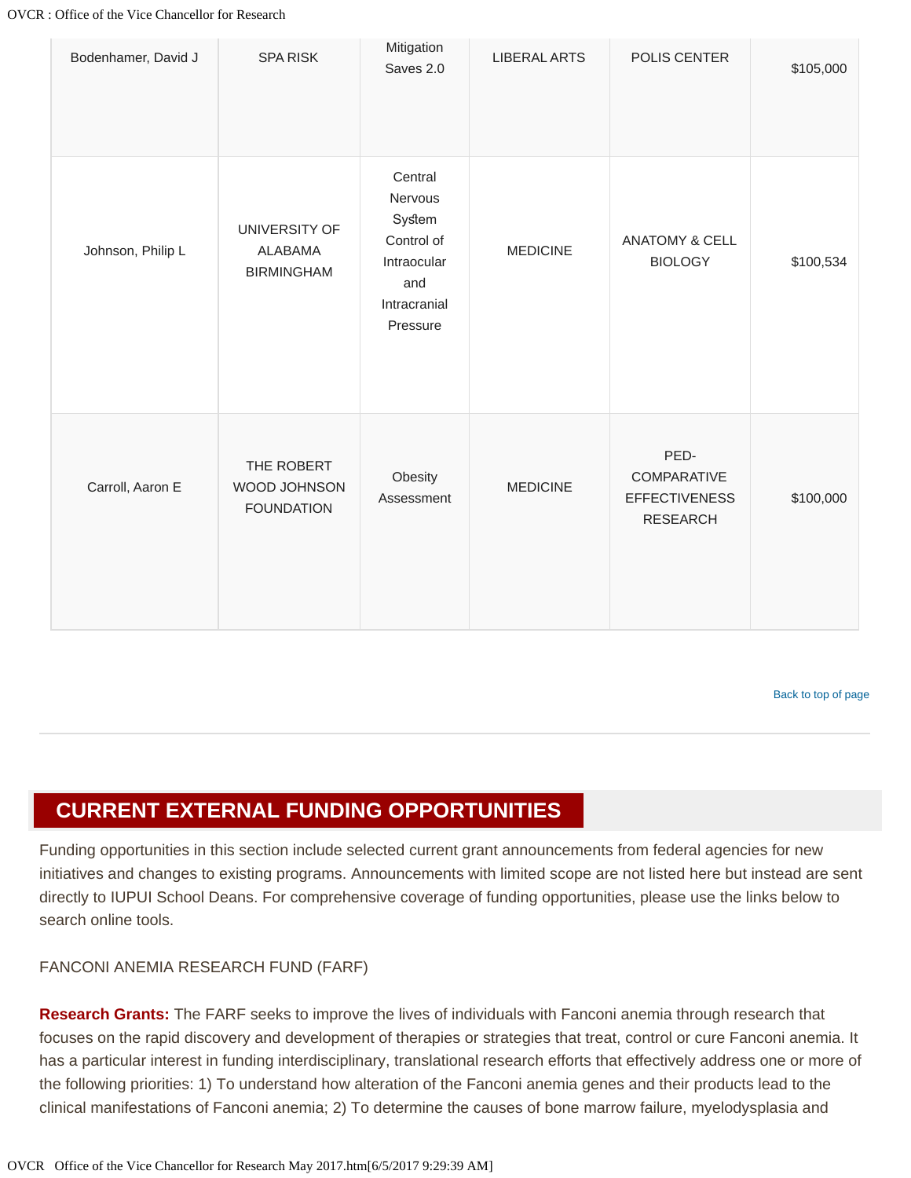| | | | | | |
|---|---|---|---|---|---|
| Bodenhamer, David J | SPA RISK | Mitigation Saves 2.0 | LIBERAL ARTS | POLIS CENTER | $105,000 |
| Johnson, Philip L | UNIVERSITY OF ALABAMA BIRMINGHAM | Central Nervous System Control of Intraocular and Intracranial Pressure | MEDICINE | ANATOMY & CELL BIOLOGY | $100,534 |
| Carroll, Aaron E | THE ROBERT WOOD JOHNSON FOUNDATION | Obesity Assessment | MEDICINE | PED-COMPARATIVE EFFECTIVENESS RESEARCH | $100,000 |

Back to top of page

## CURRENT EXTERNAL FUNDING OPPORTUNITIES

Funding opportunities in this section include selected current grant announcements from federal agencies for new initiatives and changes to existing programs. Announcements with limited scope are not listed here but instead are sent directly to IUPUI School Deans. For comprehensive coverage of funding opportunities, please use the links below to search online tools.

FANCONI ANEMIA RESEARCH FUND (FARF)

**Research Grants:** The FARF seeks to improve the lives of individuals with Fanconi anemia through research that focuses on the rapid discovery and development of therapies or strategies that treat, control or cure Fanconi anemia. It has a particular interest in funding interdisciplinary, translational research efforts that effectively address one or more of the following priorities: 1) To understand how alteration of the Fanconi anemia genes and their products lead to the clinical manifestations of Fanconi anemia; 2) To determine the causes of bone marrow failure, myelodysplasia and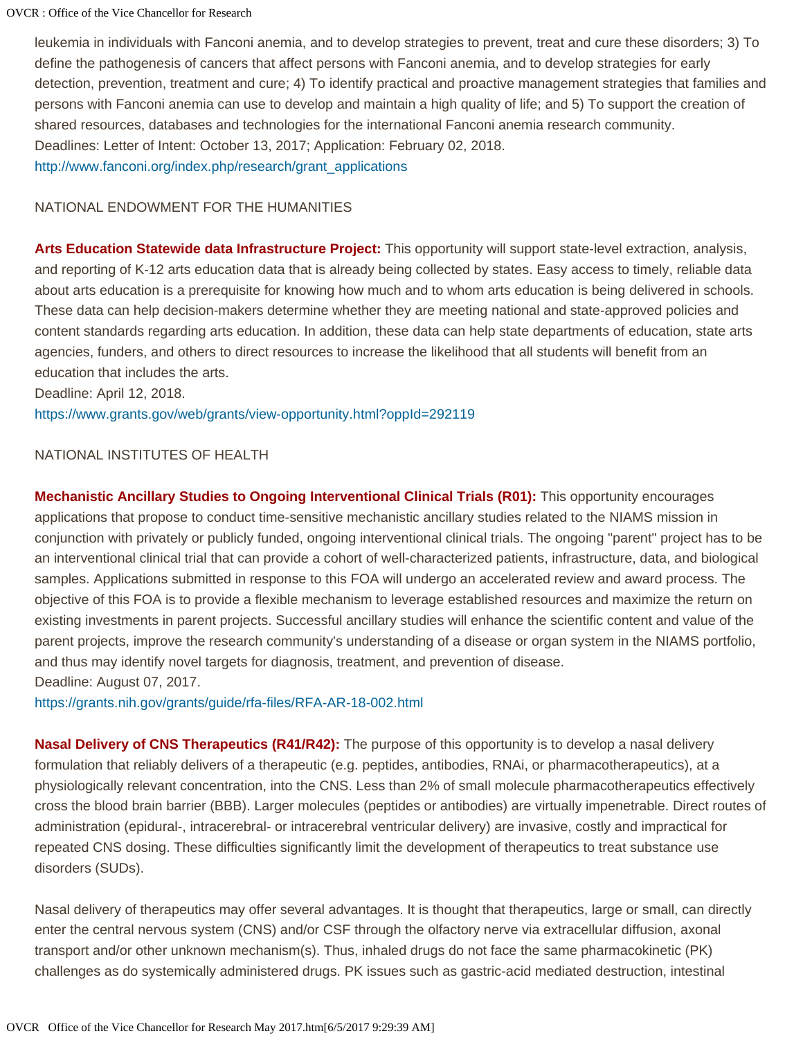leukemia in individuals with Fanconi anemia, and to develop strategies to prevent, treat and cure these disorders; 3) To define the pathogenesis of cancers that affect persons with Fanconi anemia, and to develop strategies for early detection, prevention, treatment and cure; 4) To identify practical and proactive management strategies that families and persons with Fanconi anemia can use to develop and maintain a high quality of life; and 5) To support the creation of shared resources, databases and technologies for the international Fanconi anemia research community.
Deadlines: Letter of Intent: October 13, 2017; Application: February 02, 2018.
http://www.fanconi.org/index.php/research/grant_applications

NATIONAL ENDOWMENT FOR THE HUMANITIES

**Arts Education Statewide data Infrastructure Project:** This opportunity will support state-level extraction, analysis, and reporting of K-12 arts education data that is already being collected by states. Easy access to timely, reliable data about arts education is a prerequisite for knowing how much and to whom arts education is being delivered in schools. These data can help decision-makers determine whether they are meeting national and state-approved policies and content standards regarding arts education. In addition, these data can help state departments of education, state arts agencies, funders, and others to direct resources to increase the likelihood that all students will benefit from an education that includes the arts.
Deadline: April 12, 2018.
https://www.grants.gov/web/grants/view-opportunity.html?oppId=292119

NATIONAL INSTITUTES OF HEALTH

**Mechanistic Ancillary Studies to Ongoing Interventional Clinical Trials (R01):** This opportunity encourages applications that propose to conduct time-sensitive mechanistic ancillary studies related to the NIAMS mission in conjunction with privately or publicly funded, ongoing interventional clinical trials. The ongoing "parent" project has to be an interventional clinical trial that can provide a cohort of well-characterized patients, infrastructure, data, and biological samples. Applications submitted in response to this FOA will undergo an accelerated review and award process. The objective of this FOA is to provide a flexible mechanism to leverage established resources and maximize the return on existing investments in parent projects. Successful ancillary studies will enhance the scientific content and value of the parent projects, improve the research community's understanding of a disease or organ system in the NIAMS portfolio, and thus may identify novel targets for diagnosis, treatment, and prevention of disease.
Deadline: August 07, 2017.
https://grants.nih.gov/grants/guide/rfa-files/RFA-AR-18-002.html

**Nasal Delivery of CNS Therapeutics (R41/R42):** The purpose of this opportunity is to develop a nasal delivery formulation that reliably delivers of a therapeutic (e.g. peptides, antibodies, RNAi, or pharmacotherapeutics), at a physiologically relevant concentration, into the CNS. Less than 2% of small molecule pharmacotherapeutics effectively cross the blood brain barrier (BBB). Larger molecules (peptides or antibodies) are virtually impenetrable. Direct routes of administration (epidural-, intracerebral- or intracerebral ventricular delivery) are invasive, costly and impractical for repeated CNS dosing. These difficulties significantly limit the development of therapeutics to treat substance use disorders (SUDs).

Nasal delivery of therapeutics may offer several advantages. It is thought that therapeutics, large or small, can directly enter the central nervous system (CNS) and/or CSF through the olfactory nerve via extracellular diffusion, axonal transport and/or other unknown mechanism(s). Thus, inhaled drugs do not face the same pharmacokinetic (PK) challenges as do systemically administered drugs. PK issues such as gastric-acid mediated destruction, intestinal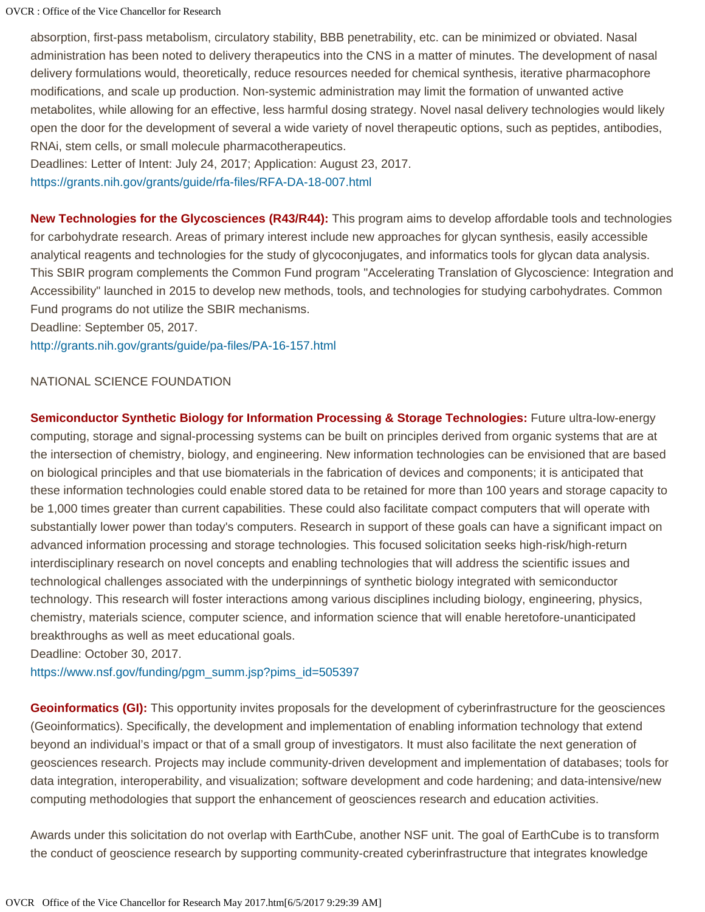absorption, first-pass metabolism, circulatory stability, BBB penetrability, etc. can be minimized or obviated. Nasal administration has been noted to delivery therapeutics into the CNS in a matter of minutes. The development of nasal delivery formulations would, theoretically, reduce resources needed for chemical synthesis, iterative pharmacophore modifications, and scale up production. Non-systemic administration may limit the formation of unwanted active metabolites, while allowing for an effective, less harmful dosing strategy. Novel nasal delivery technologies would likely open the door for the development of several a wide variety of novel therapeutic options, such as peptides, antibodies, RNAi, stem cells, or small molecule pharmacotherapeutics.
Deadlines: Letter of Intent: July 24, 2017; Application: August 23, 2017.
https://grants.nih.gov/grants/guide/rfa-files/RFA-DA-18-007.html

**New Technologies for the Glycosciences (R43/R44):** This program aims to develop affordable tools and technologies for carbohydrate research. Areas of primary interest include new approaches for glycan synthesis, easily accessible analytical reagents and technologies for the study of glycoconjugates, and informatics tools for glycan data analysis. This SBIR program complements the Common Fund program "Accelerating Translation of Glycoscience: Integration and Accessibility" launched in 2015 to develop new methods, tools, and technologies for studying carbohydrates. Common Fund programs do not utilize the SBIR mechanisms.
Deadline: September 05, 2017.
http://grants.nih.gov/grants/guide/pa-files/PA-16-157.html

NATIONAL SCIENCE FOUNDATION

**Semiconductor Synthetic Biology for Information Processing & Storage Technologies:** Future ultra-low-energy computing, storage and signal-processing systems can be built on principles derived from organic systems that are at the intersection of chemistry, biology, and engineering. New information technologies can be envisioned that are based on biological principles and that use biomaterials in the fabrication of devices and components; it is anticipated that these information technologies could enable stored data to be retained for more than 100 years and storage capacity to be 1,000 times greater than current capabilities. These could also facilitate compact computers that will operate with substantially lower power than today's computers. Research in support of these goals can have a significant impact on advanced information processing and storage technologies. This focused solicitation seeks high-risk/high-return interdisciplinary research on novel concepts and enabling technologies that will address the scientific issues and technological challenges associated with the underpinnings of synthetic biology integrated with semiconductor technology. This research will foster interactions among various disciplines including biology, engineering, physics, chemistry, materials science, computer science, and information science that will enable heretofore-unanticipated breakthroughs as well as meet educational goals.
Deadline: October 30, 2017.
https://www.nsf.gov/funding/pgm_summ.jsp?pims_id=505397

**Geoinformatics (GI):** This opportunity invites proposals for the development of cyberinfrastructure for the geosciences (Geoinformatics). Specifically, the development and implementation of enabling information technology that extend beyond an individual's impact or that of a small group of investigators. It must also facilitate the next generation of geosciences research. Projects may include community-driven development and implementation of databases; tools for data integration, interoperability, and visualization; software development and code hardening; and data-intensive/new computing methodologies that support the enhancement of geosciences research and education activities.

Awards under this solicitation do not overlap with EarthCube, another NSF unit. The goal of EarthCube is to transform the conduct of geoscience research by supporting community-created cyberinfrastructure that integrates knowledge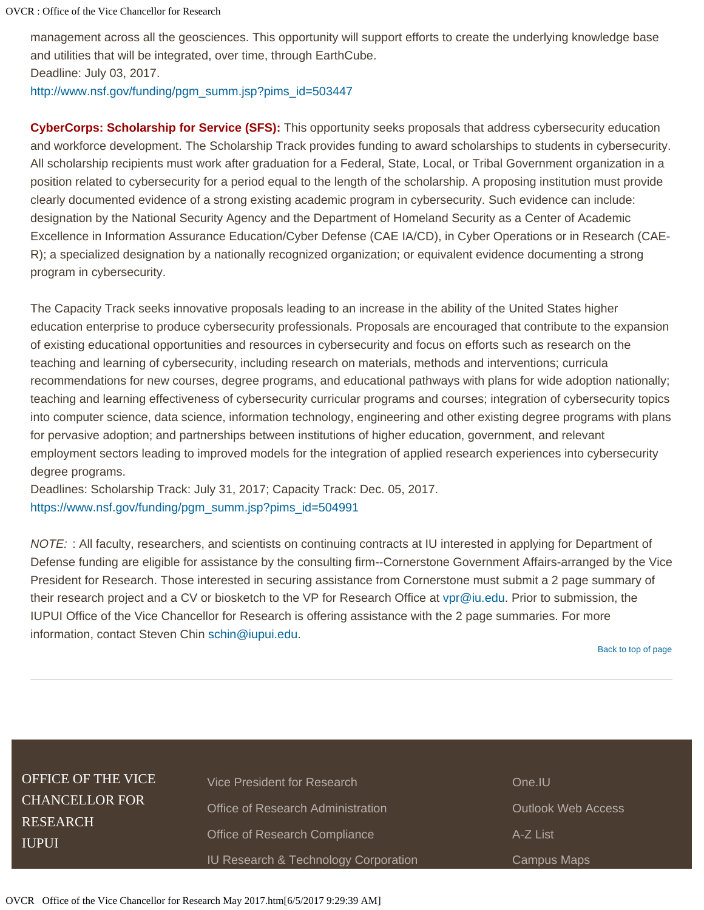management across all the geosciences. This opportunity will support efforts to create the underlying knowledge base and utilities that will be integrated, over time, through EarthCube.
Deadline: July 03, 2017.
http://www.nsf.gov/funding/pgm_summ.jsp?pims_id=503447

**CyberCorps: Scholarship for Service (SFS):** This opportunity seeks proposals that address cybersecurity education and workforce development. The Scholarship Track provides funding to award scholarships to students in cybersecurity. All scholarship recipients must work after graduation for a Federal, State, Local, or Tribal Government organization in a position related to cybersecurity for a period equal to the length of the scholarship. A proposing institution must provide clearly documented evidence of a strong existing academic program in cybersecurity. Such evidence can include: designation by the National Security Agency and the Department of Homeland Security as a Center of Academic Excellence in Information Assurance Education/Cyber Defense (CAE IA/CD), in Cyber Operations or in Research (CAE-R); a specialized designation by a nationally recognized organization; or equivalent evidence documenting a strong program in cybersecurity.

The Capacity Track seeks innovative proposals leading to an increase in the ability of the United States higher education enterprise to produce cybersecurity professionals. Proposals are encouraged that contribute to the expansion of existing educational opportunities and resources in cybersecurity and focus on efforts such as research on the teaching and learning of cybersecurity, including research on materials, methods and interventions; curricula recommendations for new courses, degree programs, and educational pathways with plans for wide adoption nationally; teaching and learning effectiveness of cybersecurity curricular programs and courses; integration of cybersecurity topics into computer science, data science, information technology, engineering and other existing degree programs with plans for pervasive adoption; and partnerships between institutions of higher education, government, and relevant employment sectors leading to improved models for the integration of applied research experiences into cybersecurity degree programs.
Deadlines: Scholarship Track: July 31, 2017; Capacity Track: Dec. 05, 2017.
https://www.nsf.gov/funding/pgm_summ.jsp?pims_id=504991

*NOTE:* : All faculty, researchers, and scientists on continuing contracts at IU interested in applying for Department of Defense funding are eligible for assistance by the consulting firm--Cornerstone Government Affairs-arranged by the Vice President for Research. Those interested in securing assistance from Cornerstone must submit a 2 page summary of their research project and a CV or biosketch to the VP for Research Office at vpr@iu.edu. Prior to submission, the IUPUI Office of the Vice Chancellor for Research is offering assistance with the 2 page summaries. For more information, contact Steven Chin schin@iupui.edu.

Back to top of page

---

OFFICE OF THE VICE CHANCELLOR FOR RESEARCH IUPUI

- Vice President for Research
- Office of Research Administration
- Office of Research Compliance
- IU Research & Technology Corporation

- One.IU
- Outlook Web Access
- A-Z List
- Campus Maps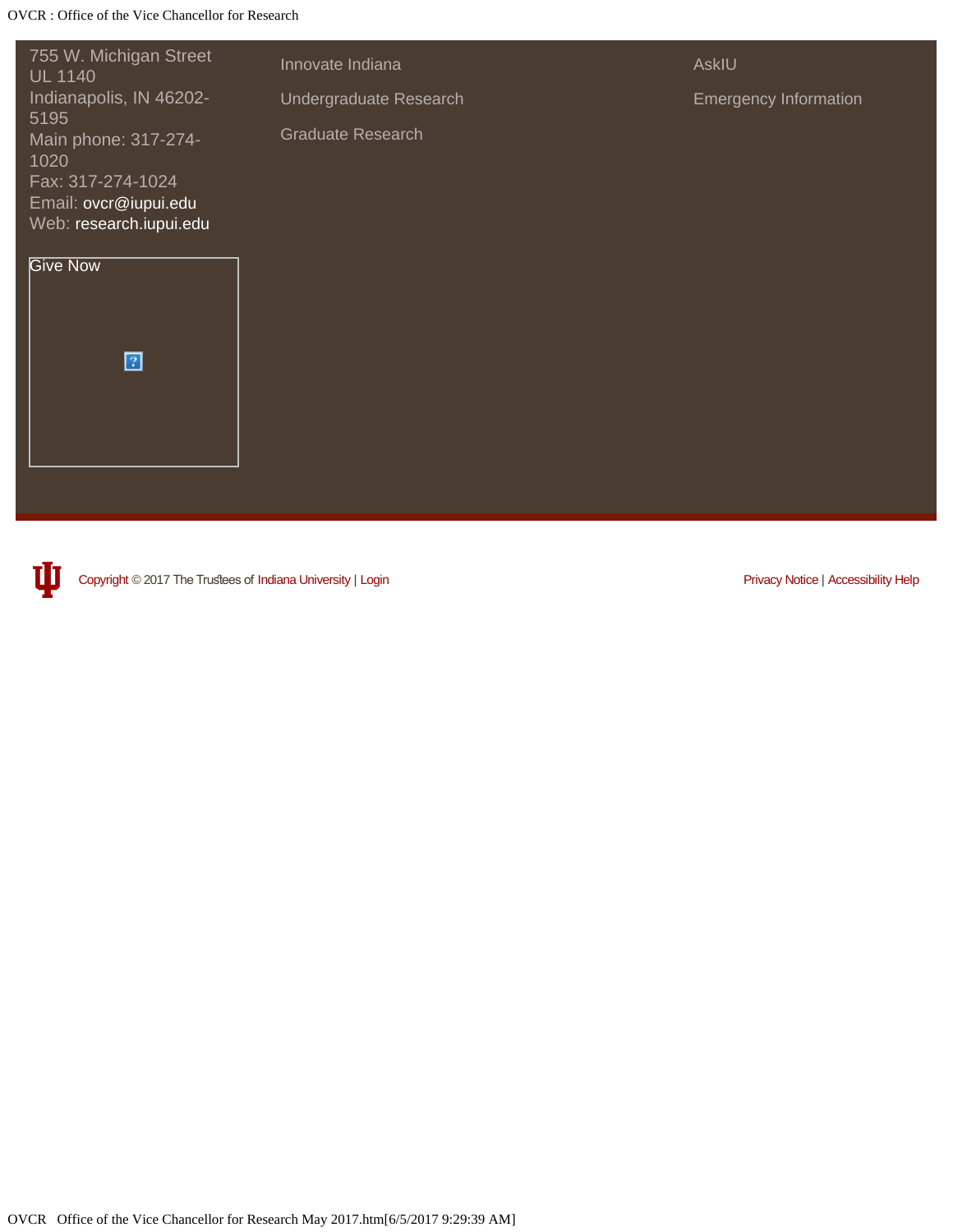755 W. Michigan Street
UL 1140
Indianapolis, IN 46202-5195
Main phone: 317-274-1020
Fax: 317-274-1024
Email: ovcr@iupui.edu
Web: research.iupui.edu

Give Now

Innovate Indiana

Undergraduate Research

Graduate Research

AskIU

Emergency Information

Copyright © 2017 The Trustees of Indiana University | Login

Privacy Notice | Accessibility Help